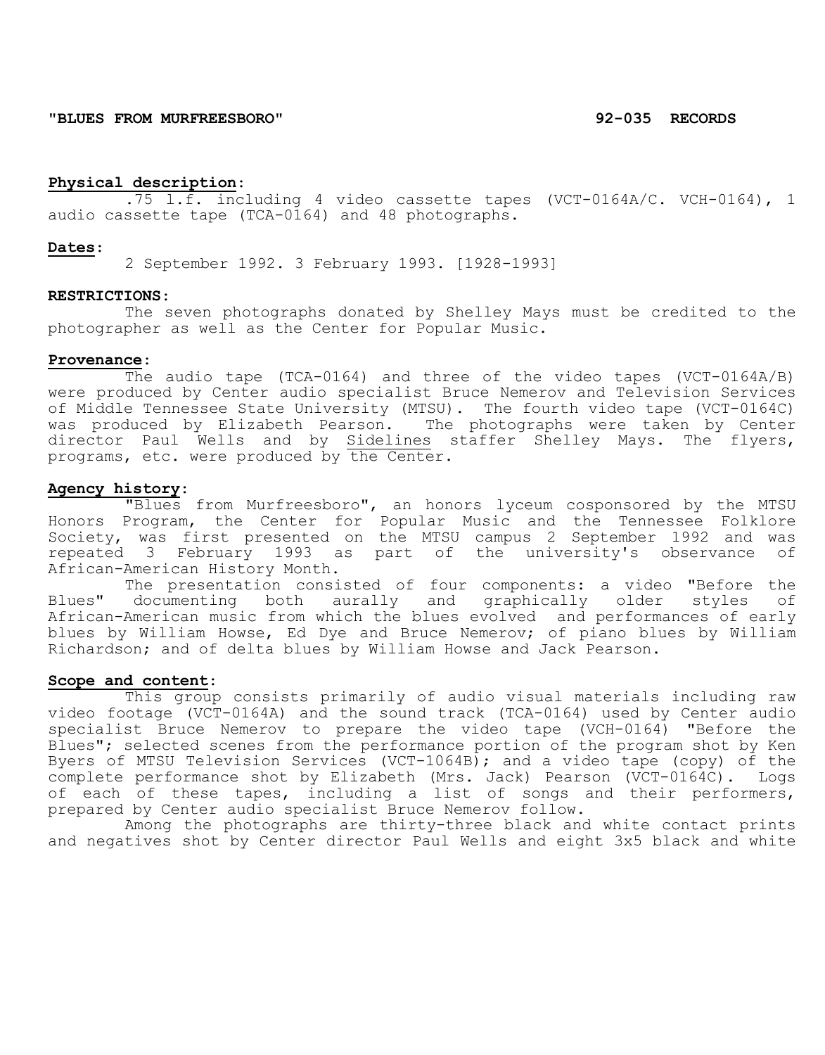**"BLUES FROM MURFREESBORO" 92-035 RECORDS**

**Physical description:**

.75 l.f. including 4 video cassette tapes (VCT-0164A/C. VCH-0164), 1 audio cassette tape (TCA-0164) and 48 photographs.

**Dates:**

2 September 1992. 3 February 1993. [1928-1993]

**RESTRICTIONS:**

The seven photographs donated by Shelley Mays must be credited to the photographer as well as the Center for Popular Music.

**Provenance:**

The audio tape (TCA-0164) and three of the video tapes (VCT-0164A/B) were produced by Center audio specialist Bruce Nemerov and Television Services of Middle Tennessee State University (MTSU). The fourth video tape (VCT-0164C) was produced by Elizabeth Pearson. The photographs were taken by Center director Paul Wells and by Sidelines staffer Shelley Mays. The flyers, programs, etc. were produced by the Center.

**Agency history:**

"Blues from Murfreesboro", an honors lyceum cosponsored by the MTSU Honors Program, the Center for Popular Music and the Tennessee Folklore Society, was first presented on the MTSU campus 2 September 1992 and was repeated 3 February 1993 as part of the university's observance of African-American History Month.

The presentation consisted of four components: a video "Before the Blues" documenting both aurally and graphically older styles of African-American music from which the blues evolved and performances of early blues by William Howse, Ed Dye and Bruce Nemerov; of piano blues by William Richardson; and of delta blues by William Howse and Jack Pearson.

**Scope and content:**

This group consists primarily of audio visual materials including raw video footage (VCT-0164A) and the sound track (TCA-0164) used by Center audio specialist Bruce Nemerov to prepare the video tape (VCH-0164) "Before the Blues"; selected scenes from the performance portion of the program shot by Ken Byers of MTSU Television Services (VCT-1064B); and a video tape (copy) of the complete performance shot by Elizabeth (Mrs. Jack) Pearson (VCT-0164C). Logs of each of these tapes, including a list of songs and their performers, prepared by Center audio specialist Bruce Nemerov follow.

Among the photographs are thirty-three black and white contact prints and negatives shot by Center director Paul Wells and eight 3x5 black and white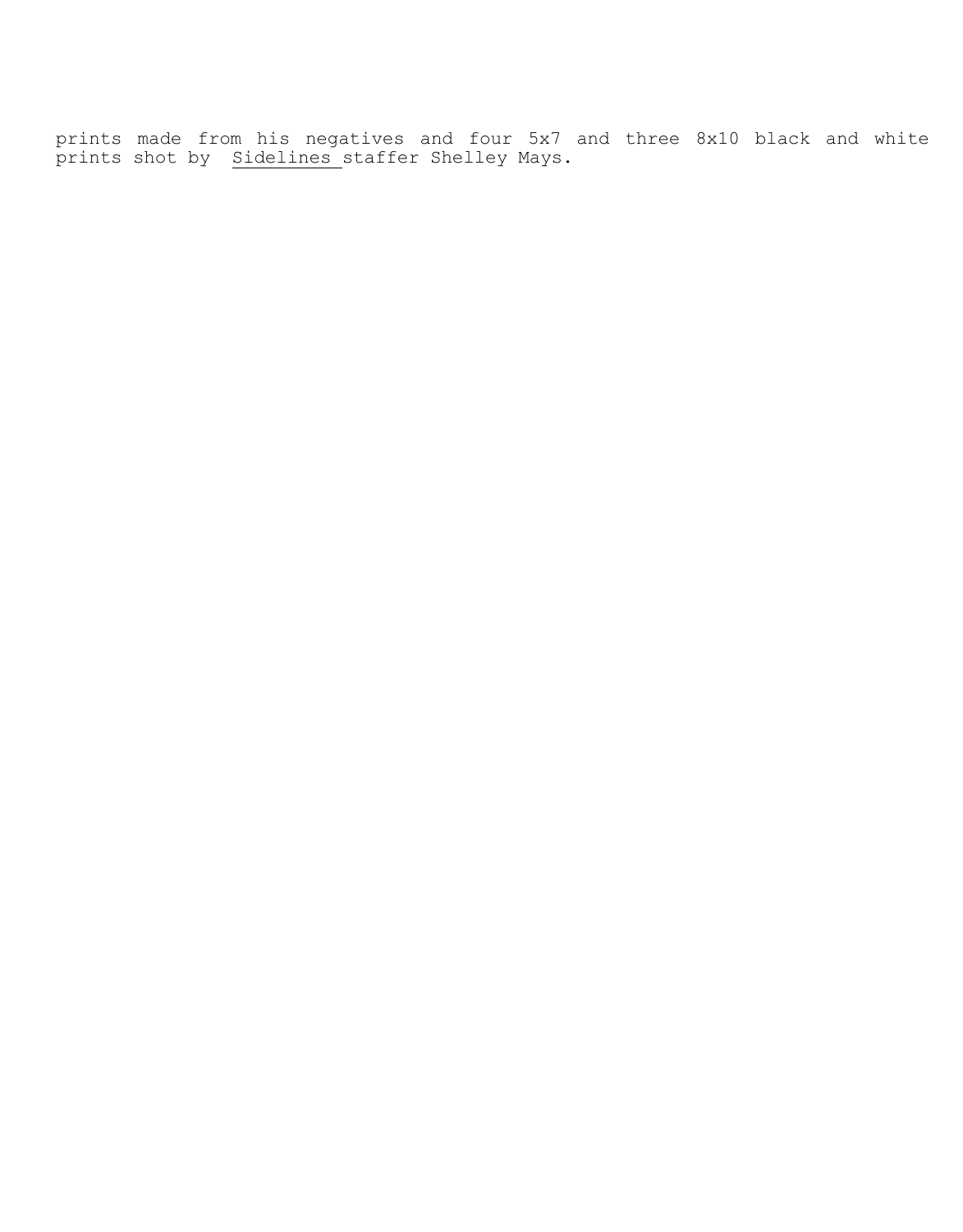prints made from his negatives and four 5x7 and three 8x10 black and white prints shot by Sidelines staffer Shelley Mays.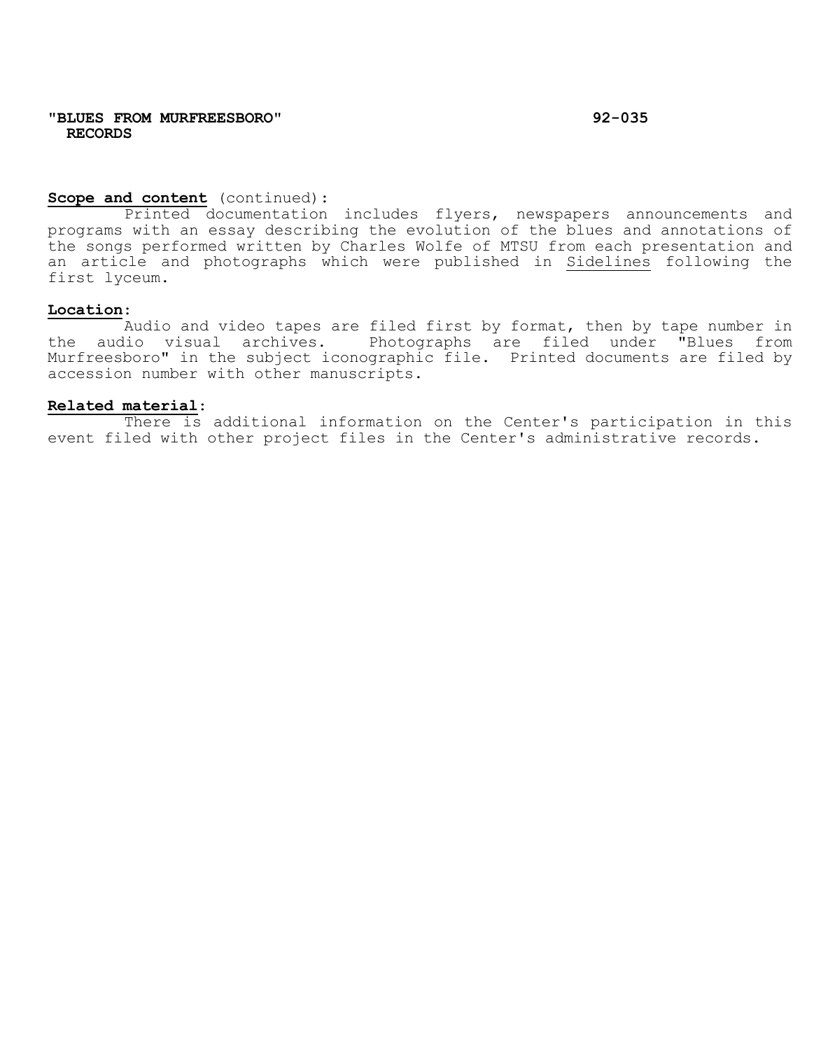**Scope and content** (continued):

Printed documentation includes flyers, newspapers announcements and programs with an essay describing the evolution of the blues and annotations of the songs performed written by Charles Wolfe of MTSU from each presentation and an article and photographs which were published in Sidelines following the first lyceum.

**Location**:

Audio and video tapes are filed first by format, then by tape number in the audio visual archives. Photographs are filed under "Blues from Murfreesboro" in the subject iconographic file. Printed documents are filed by accession number with other manuscripts.

**Related material**:

There is additional information on the Center's participation in this event filed with other project files in the Center's administrative records.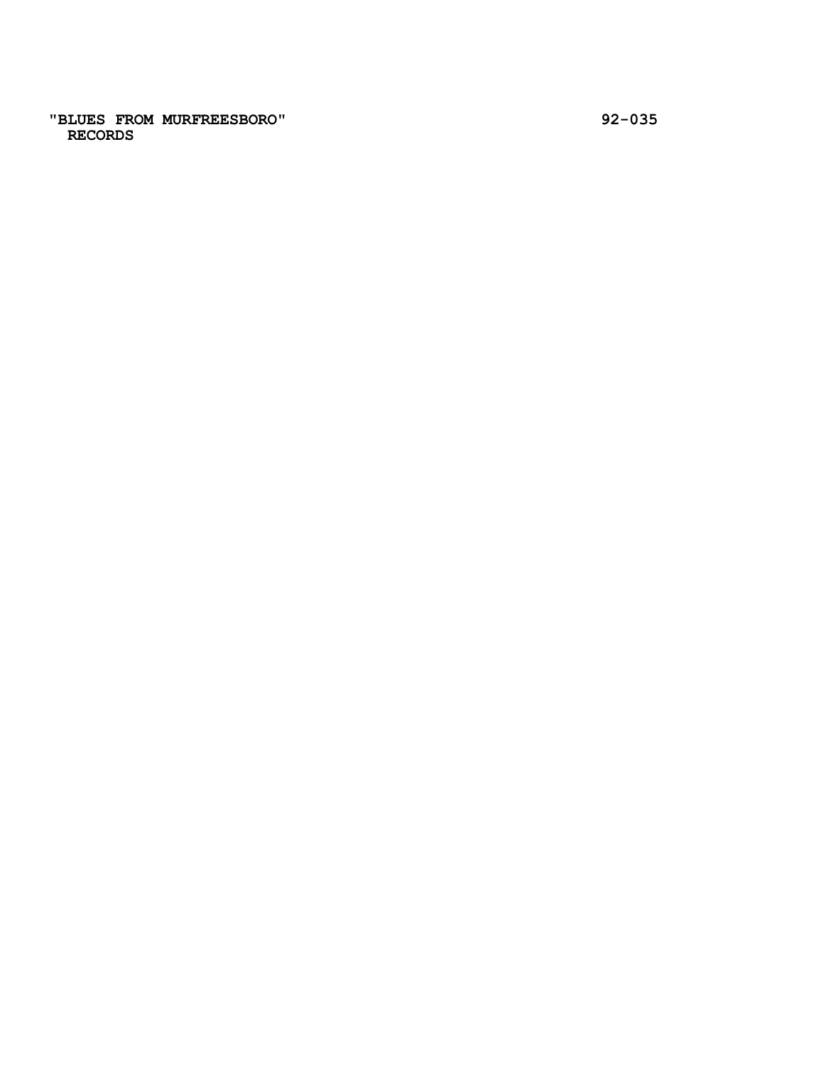**"BLUES FROM MURFREESBORO"** **92-035**
**RECORDS**